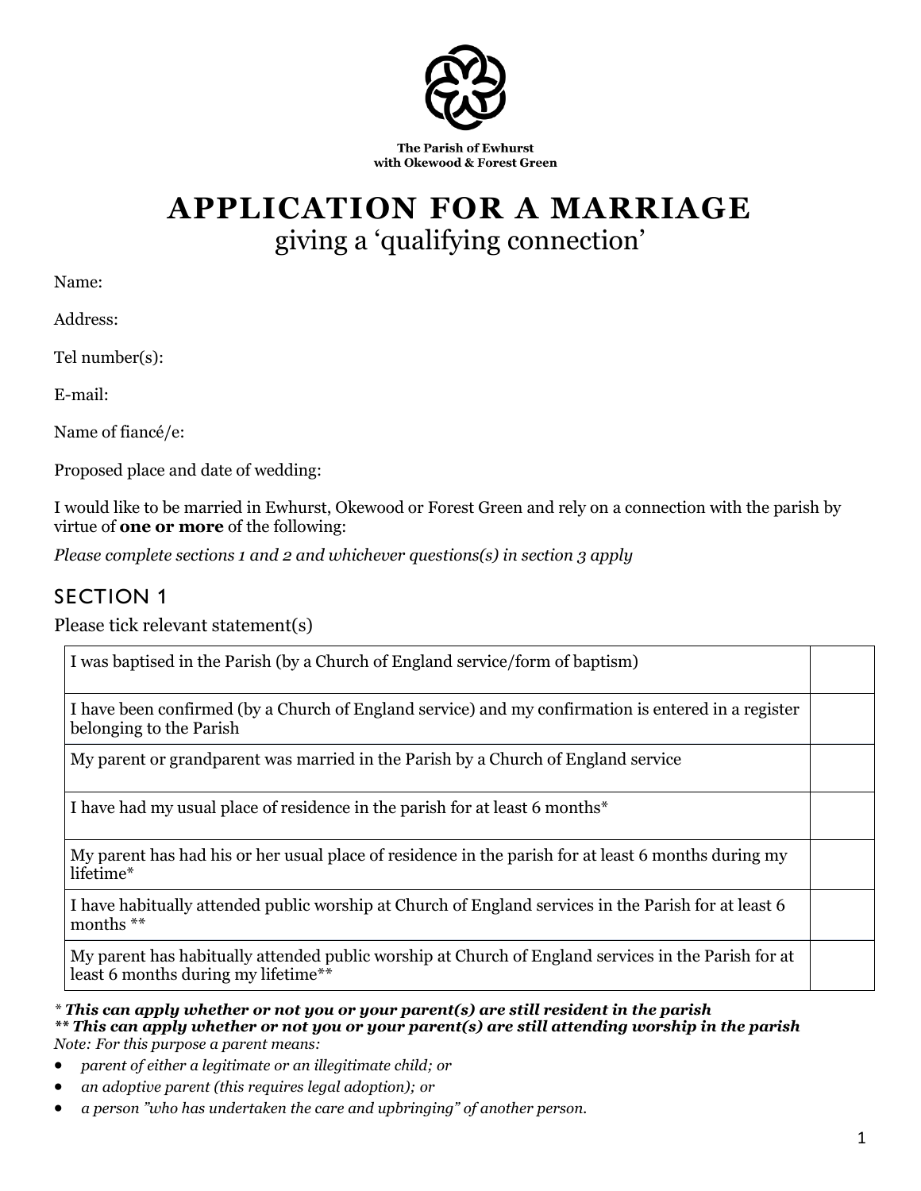The Parish of Ewhurst
with Okewood & Forest Green

# APPLICATION FOR A MARRIAGE
## giving a 'qualifying connection'

Name:

Address:

Tel number(s):

E-mail:

Name of fiancé/e:

Proposed place and date of wedding:

I would like to be married in Ewhurst, Okewood or Forest Green and rely on a connection with the parish by virtue of **one or more** of the following:

*Please complete sections 1 and 2 and whichever questions(s) in section 3 apply*

## SECTION 1

Please tick relevant statement(s)

| | |
|---|---|
| I was baptised in the Parish (by a Church of England service/form of baptism) | |
| I have been confirmed (by a Church of England service) and my confirmation is entered in a register belonging to the Parish | |
| My parent or grandparent was married in the Parish by a Church of England service | |
| I have had my usual place of residence in the parish for at least 6 months* | |
| My parent has had his or her usual place of residence in the parish for at least 6 months during my lifetime* | |
| I have habitually attended public worship at Church of England services in the Parish for at least 6 months ** | |
| My parent has habitually attended public worship at Church of England services in the Parish for at least 6 months during my lifetime** | |

*\* **This can apply whether or not you or your parent(s) are still resident in the parish***
***\*\* This can apply whether or not you or your parent(s) are still attending worship in the parish***
*Note: For this purpose a parent means:*

- *parent of either a legitimate or an illegitimate child; or*
- *an adoptive parent (this requires legal adoption); or*
- *a person "who has undertaken the care and upbringing" of another person.*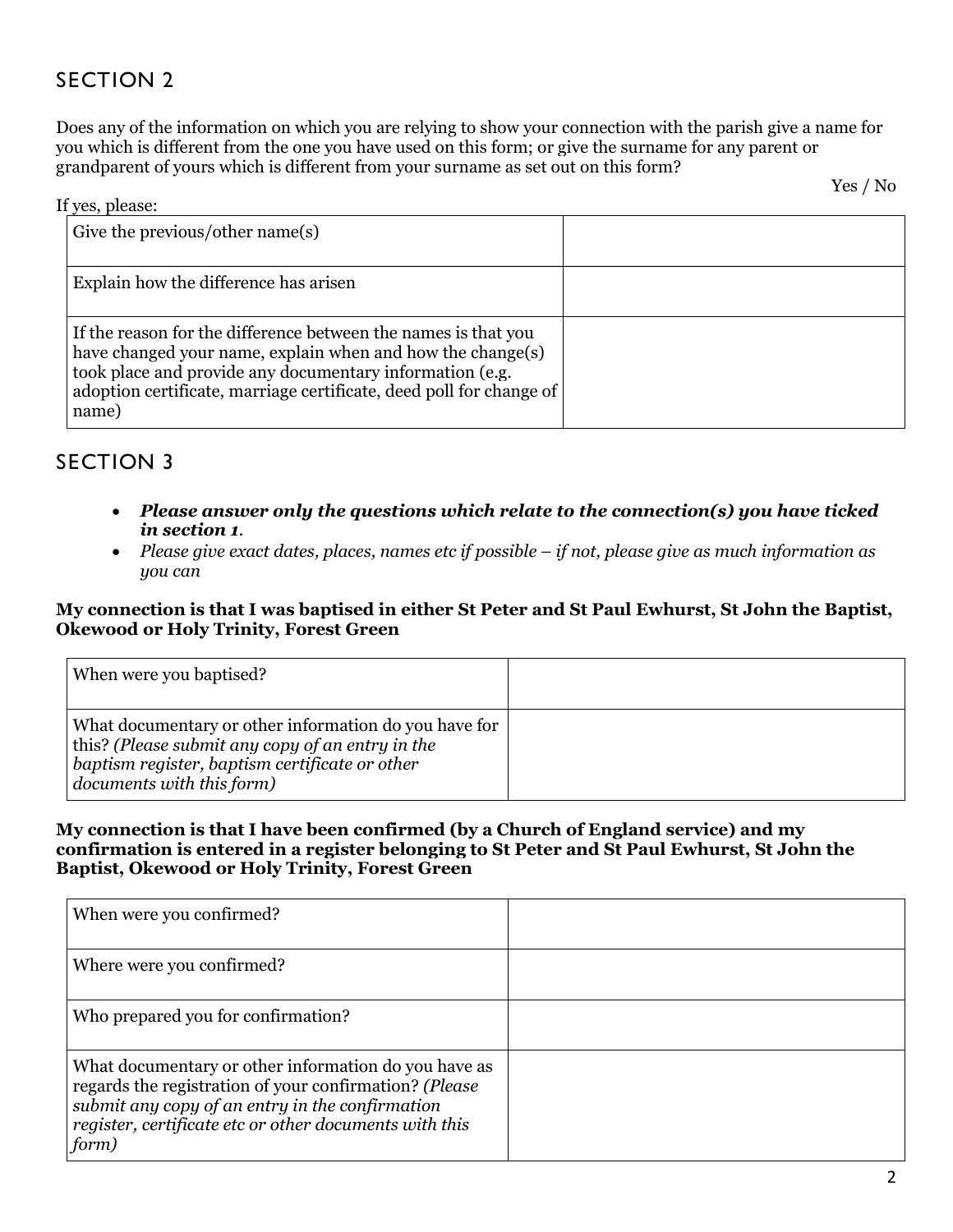## SECTION 2

Does any of the information on which you are relying to show your connection with the parish give a name for you which is different from the one you have used on this form; or give the surname for any parent or grandparent of yours which is different from your surname as set out on this form?

Yes / No

If yes, please:

| | |
|---|---|
| Give the previous/other name(s) | |
| Explain how the difference has arisen | |
| If the reason for the difference between the names is that you have changed your name, explain when and how the change(s) took place and provide any documentary information (e.g. adoption certificate, marriage certificate, deed poll for change of name) | |

## SECTION 3

- ***Please answer only the questions which relate to the connection(s) you have ticked in section 1.***
- *Please give exact dates, places, names etc if possible – if not, please give as much information as you can*

**My connection is that I was baptised in either St Peter and St Paul Ewhurst, St John the Baptist, Okewood or Holy Trinity, Forest Green**

| | |
|---|---|
| When were you baptised? | |
| What documentary or other information do you have for this? *(Please submit any copy of an entry in the baptism register, baptism certificate or other documents with this form)* | |

**My connection is that I have been confirmed (by a Church of England service) and my confirmation is entered in a register belonging to St Peter and St Paul Ewhurst, St John the Baptist, Okewood or Holy Trinity, Forest Green**

| | |
|---|---|
| When were you confirmed? | |
| Where were you confirmed? | |
| Who prepared you for confirmation? | |
| What documentary or other information do you have as regards the registration of your confirmation? *(Please submit any copy of an entry in the confirmation register, certificate etc or other documents with this form)* | |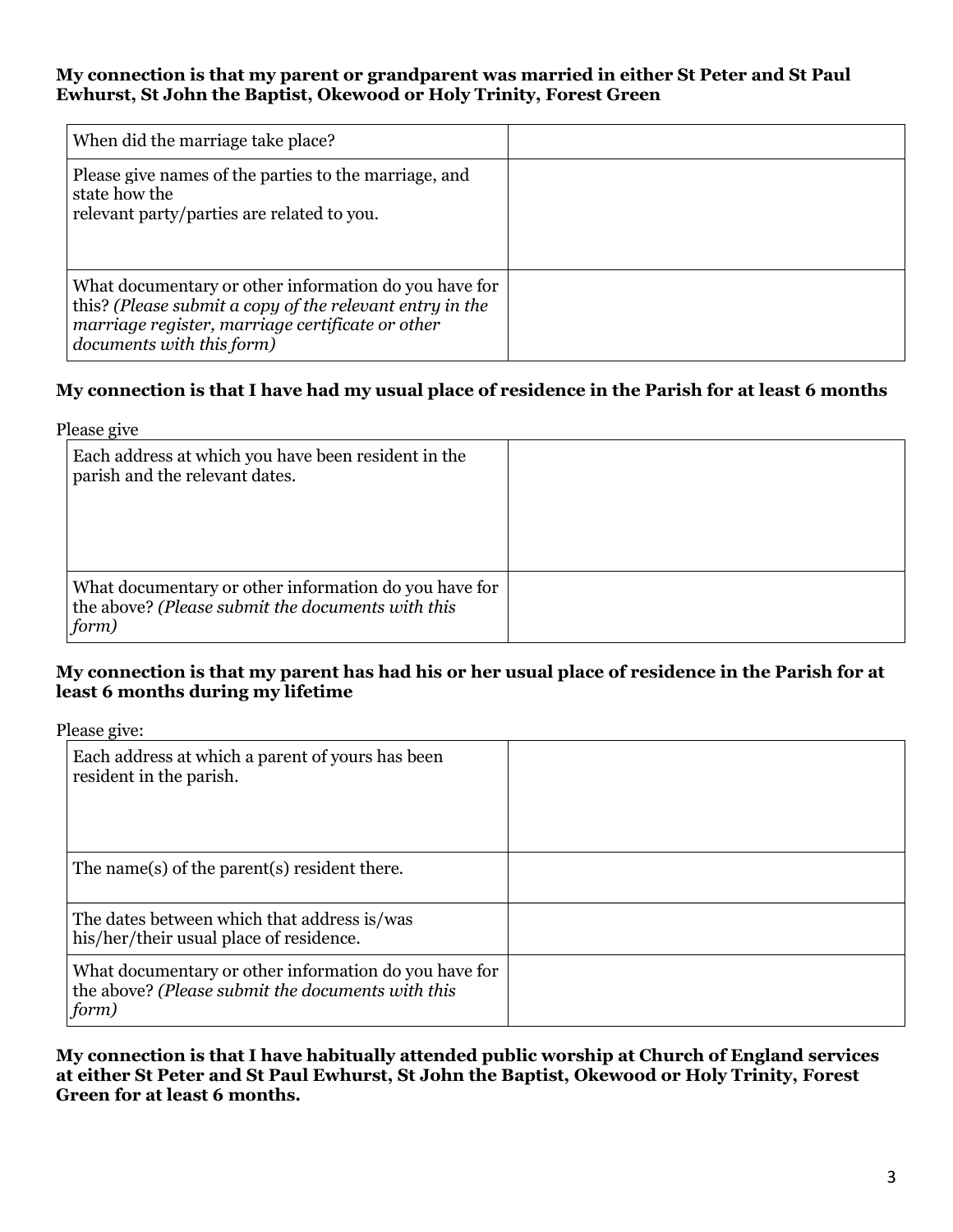**My connection is that my parent or grandparent was married in either St Peter and St Paul Ewhurst, St John the Baptist, Okewood or Holy Trinity, Forest Green**

| | |
|---|---|
| When did the marriage take place? | |
| Please give names of the parties to the marriage, and state how the relevant party/parties are related to you. | |
| What documentary or other information do you have for this? *(Please submit a copy of the relevant entry in the marriage register, marriage certificate or other documents with this form)* | |

**My connection is that I have had my usual place of residence in the Parish for at least 6 months**

Please give

| | |
|---|---|
| Each address at which you have been resident in the parish and the relevant dates. | |
| What documentary or other information do you have for the above? *(Please submit the documents with this form)* | |

**My connection is that my parent has had his or her usual place of residence in the Parish for at least 6 months during my lifetime**

Please give:

| | |
|---|---|
| Each address at which a parent of yours has been resident in the parish. | |
| The name(s) of the parent(s) resident there. | |
| The dates between which that address is/was his/her/their usual place of residence. | |
| What documentary or other information do you have for the above? *(Please submit the documents with this form)* | |

**My connection is that I have habitually attended public worship at Church of England services at either St Peter and St Paul Ewhurst, St John the Baptist, Okewood or Holy Trinity, Forest Green for at least 6 months.**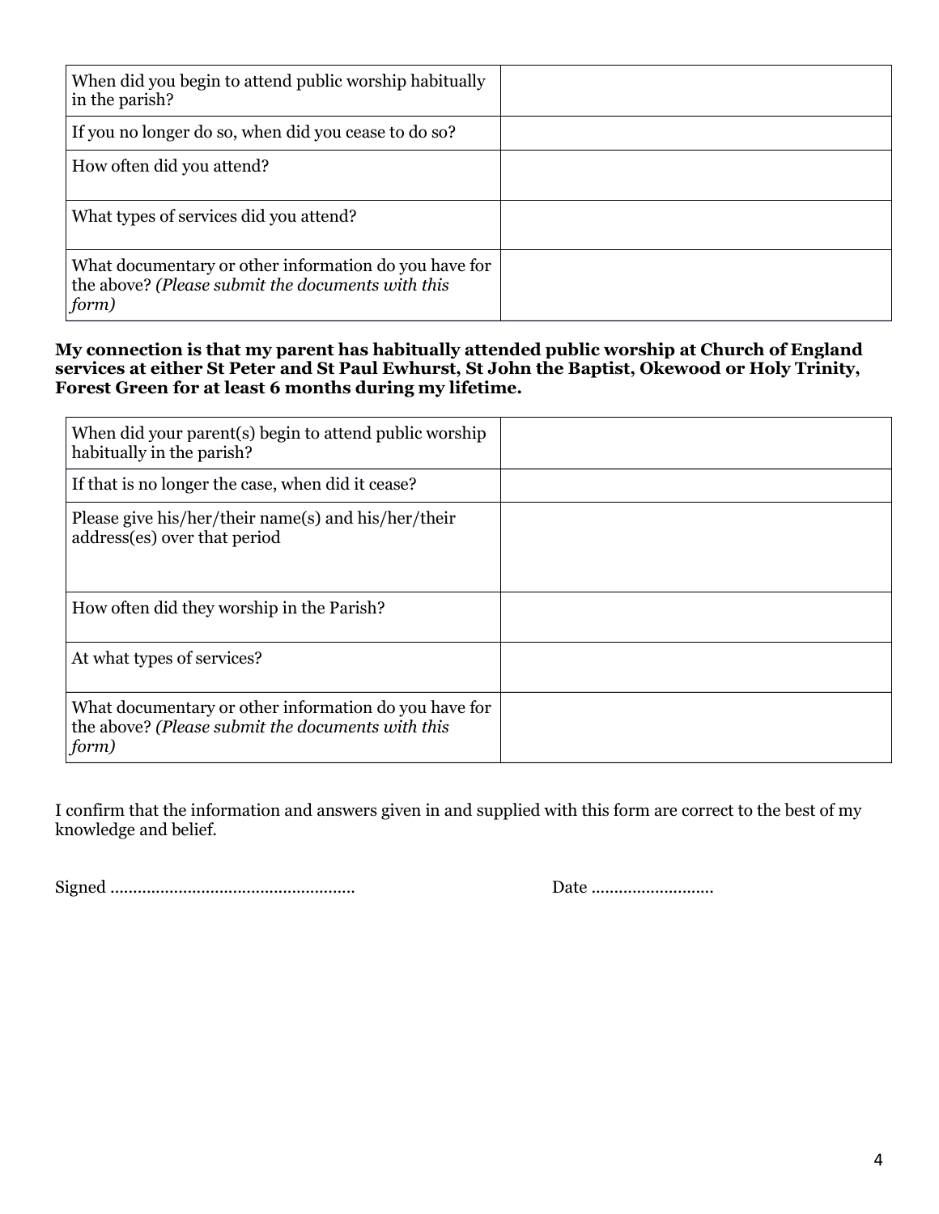| | |
|---|---|
| When did you begin to attend public worship habitually in the parish? | |
| If you no longer do so, when did you cease to do so? | |
| How often did you attend? | |
| What types of services did you attend? | |
| What documentary or other information do you have for the above? *(Please submit the documents with this form)* | |

**My connection is that my parent has habitually attended public worship at Church of England services at either St Peter and St Paul Ewhurst, St John the Baptist, Okewood or Holy Trinity, Forest Green for at least 6 months during my lifetime.**

| | |
|---|---|
| When did your parent(s) begin to attend public worship habitually in the parish? | |
| If that is no longer the case, when did it cease? | |
| Please give his/her/their name(s) and his/her/their address(es) over that period | |
| How often did they worship in the Parish? | |
| At what types of services? | |
| What documentary or other information do you have for the above? *(Please submit the documents with this form)* | |

I confirm that the information and answers given in and supplied with this form are correct to the best of my knowledge and belief.

Signed ..................................................... Date ..........................